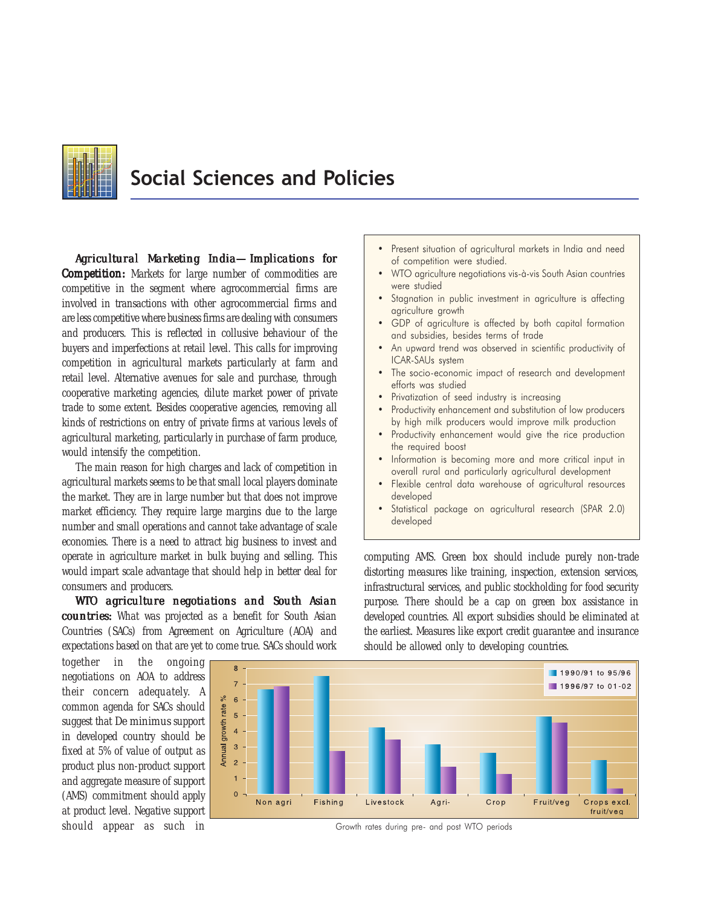# Social Sciences and Policies

- Present situation of agricultural markets in India and need of competition were studied.
- WTO agriculture negotiations vis-à-vis South Asian countries were studied
- Stagnation in public investment in agriculture is affecting agriculture growth
- GDP of agriculture is affected by both capital formation and subsidies, besides terms of trade
- An upward trend was observed in scientific productivity of ICAR-SAUs system
- The socio-economic impact of research and development efforts was studied
- Privatization of seed industry is increasing
- Productivity enhancement and substitution of low producers by high milk producers would improve milk production
- Productivity enhancement would give the rice production the required boost
- Information is becoming more and more critical input in overall rural and particularly agricultural development
- Flexible central data warehouse of agricultural resources developed
- Statistical package on agricultural research (SPAR 2.0) developed

***Agricultural Marketing India—Implications for Competition:*** Markets for large number of commodities are competitive in the segment where agrocommercial firms are involved in transactions with other agrocommercial firms and are less competitive where business firms are dealing with consumers and producers. This is reflected in collusive behaviour of the buyers and imperfections at retail level. This calls for improving competition in agricultural markets particularly at farm and retail level. Alternative avenues for sale and purchase, through cooperative marketing agencies, dilute market power of private trade to some extent. Besides cooperative agencies, removing all kinds of restrictions on entry of private firms at various levels of agricultural marketing, particularly in purchase of farm produce, would intensify the competition.

The main reason for high charges and lack of competition in agricultural markets seems to be that small local players dominate the market. They are in large number but that does not improve market efficiency. They require large margins due to the large number and small operations and cannot take advantage of scale economies. There is a need to attract big business to invest and operate in agriculture market in bulk buying and selling. This would impart scale advantage that should help in better deal for consumers and producers.

***WTO agriculture negotiations and South Asian countries:*** What was projected as a benefit for South Asian Countries (SACs) from Agreement on Agriculture (AOA) and expectations based on that are yet to come true. SACs should work together in the ongoing negotiations on AOA to address their concern adequately. A common agenda for SACs should suggest that De minimus support in developed country should be fixed at 5% of value of output as product plus non-product support and aggregate measure of support (AMS) commitment should apply at product level. Negative support should appear as such in computing AMS. Green box should include purely non-trade distorting measures like training, inspection, extension services, infrastructural services, and public stockholding for food security purpose. There should be a cap on green box assistance in developed countries. All export subsidies should be eliminated at the earliest. Measures like export credit guarantee and insurance should be allowed only to developing countries.

Growth rates during pre- and post WTO periods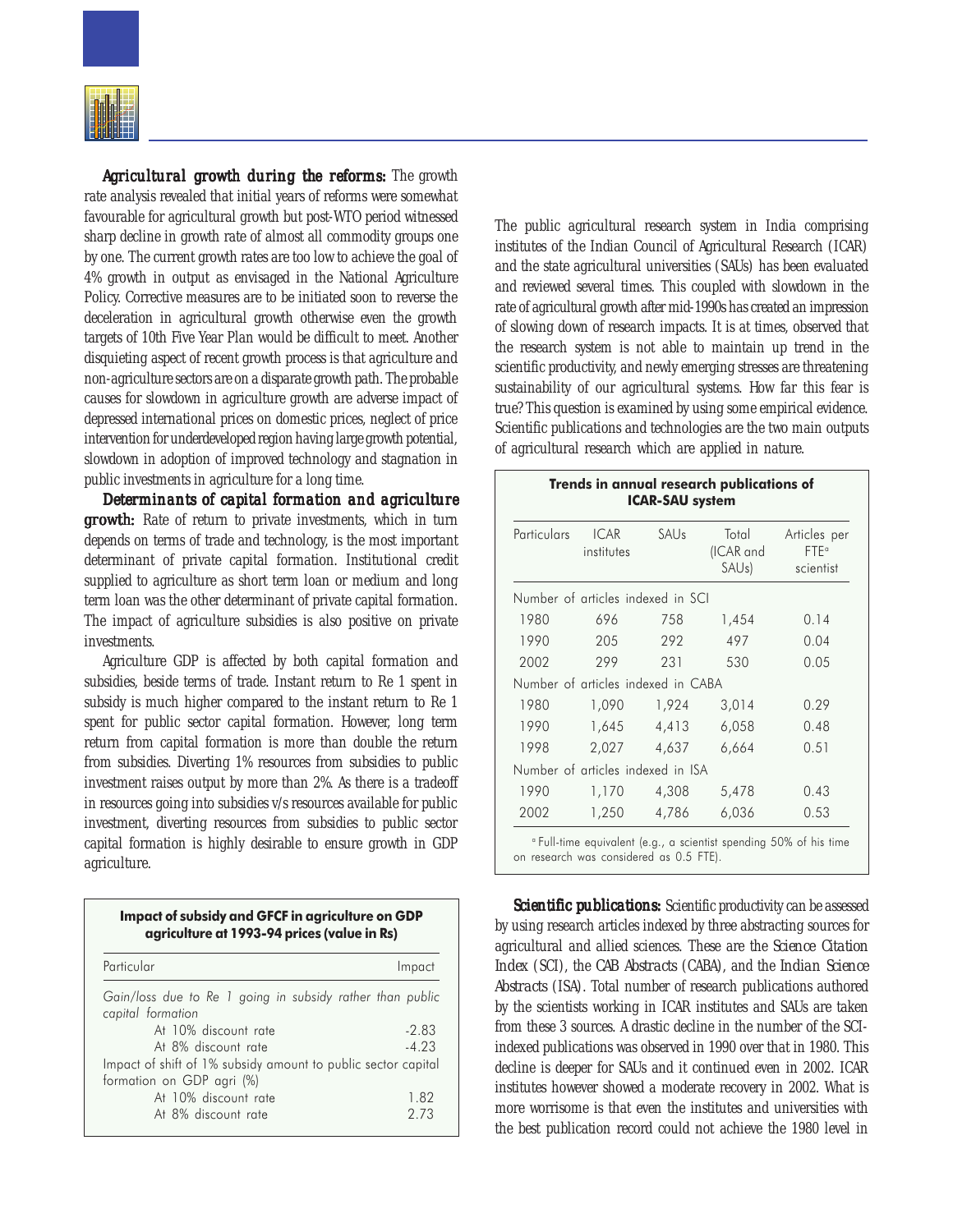**Agricultural growth during the reforms:** The growth rate analysis revealed that initial years of reforms were somewhat favourable for agricultural growth but post-WTO period witnessed sharp decline in growth rate of almost all commodity groups one by one. The current growth rates are too low to achieve the goal of 4% growth in output as envisaged in the National Agriculture Policy. Corrective measures are to be initiated soon to reverse the deceleration in agricultural growth otherwise even the growth targets of 10th Five Year Plan would be difficult to meet. Another disquieting aspect of recent growth process is that agriculture and non-agriculture sectors are on a disparate growth path. The probable causes for slowdown in agriculture growth are adverse impact of depressed international prices on domestic prices, neglect of price intervention for underdeveloped region having large growth potential, slowdown in adoption of improved technology and stagnation in public investments in agriculture for a long time.

**Determinants of capital formation and agriculture growth:** Rate of return to private investments, which in turn depends on terms of trade and technology, is the most important determinant of private capital formation. Institutional credit supplied to agriculture as short term loan or medium and long term loan was the other determinant of private capital formation. The impact of agriculture subsidies is also positive on private investments.

Agriculture GDP is affected by both capital formation and subsidies, beside terms of trade. Instant return to Re 1 spent in subsidy is much higher compared to the instant return to Re 1 spent for public sector capital formation. However, long term return from capital formation is more than double the return from subsidies. Diverting 1% resources from subsidies to public investment raises output by more than 2%. As there is a tradeoff in resources going into subsidies v/s resources available for public investment, diverting resources from subsidies to public sector capital formation is highly desirable to ensure growth in GDP agriculture.

**Impact of subsidy and GFCF in agriculture on GDP agriculture at 1993-94 prices (value in Rs)**

| Particular | Impact |
|---|---|
| *Gain/loss due to Re 1 going in subsidy rather than public capital formation* | |
| At 10% discount rate | -2.83 |
| At 8% discount rate | -4.23 |
| Impact of shift of 1% subsidy amount to public sector capital formation on GDP agri (%) | |
| At 10% discount rate | 1.82 |
| At 8% discount rate | 2.73 |

The public agricultural research system in India comprising institutes of the Indian Council of Agricultural Research (ICAR) and the state agricultural universities (SAUs) has been evaluated and reviewed several times. This coupled with slowdown in the rate of agricultural growth after mid-1990s has created an impression of slowing down of research impacts. It is at times, observed that the research system is not able to maintain up trend in the scientific productivity, and newly emerging stresses are threatening sustainability of our agricultural systems. How far this fear is true? This question is examined by using some empirical evidence. Scientific publications and technologies are the two main outputs of agricultural research which are applied in nature.

**Trends in annual research publications of ICAR-SAU system**

| Particulars | ICAR institutes | SAUs | Total (ICAR and SAUs) | Articles per FTE[a] scientist |
|---|---|---|---|---|
| Number of articles indexed in SCI | | | | |
| 1980 | 696 | 758 | 1,454 | 0.14 |
| 1990 | 205 | 292 | 497 | 0.04 |
| 2002 | 299 | 231 | 530 | 0.05 |
| Number of articles indexed in CABA | | | | |
| 1980 | 1,090 | 1,924 | 3,014 | 0.29 |
| 1990 | 1,645 | 4,413 | 6,058 | 0.48 |
| 1998 | 2,027 | 4,637 | 6,664 | 0.51 |
| Number of articles indexed in ISA | | | | |
| 1990 | 1,170 | 4,308 | 5,478 | 0.43 |
| 2002 | 1,250 | 4,786 | 6,036 | 0.53 |

[a] Full-time equivalent (e.g., a scientist spending 50% of his time on research was considered as 0.5 FTE).

**Scientific publications:** Scientific productivity can be assessed by using research articles indexed by three abstracting sources for agricultural and allied sciences. These are the *Science Citation Index* (SCI), the *CAB Abstracts* (CABA), and the *Indian Science Abstracts* (ISA). Total number of research publications authored by the scientists working in ICAR institutes and SAUs are taken from these 3 sources. A drastic decline in the number of the SCI-indexed publications was observed in 1990 over that in 1980. This decline is deeper for SAUs and it continued even in 2002. ICAR institutes however showed a moderate recovery in 2002. What is more worrisome is that even the institutes and universities with the best publication record could not achieve the 1980 level in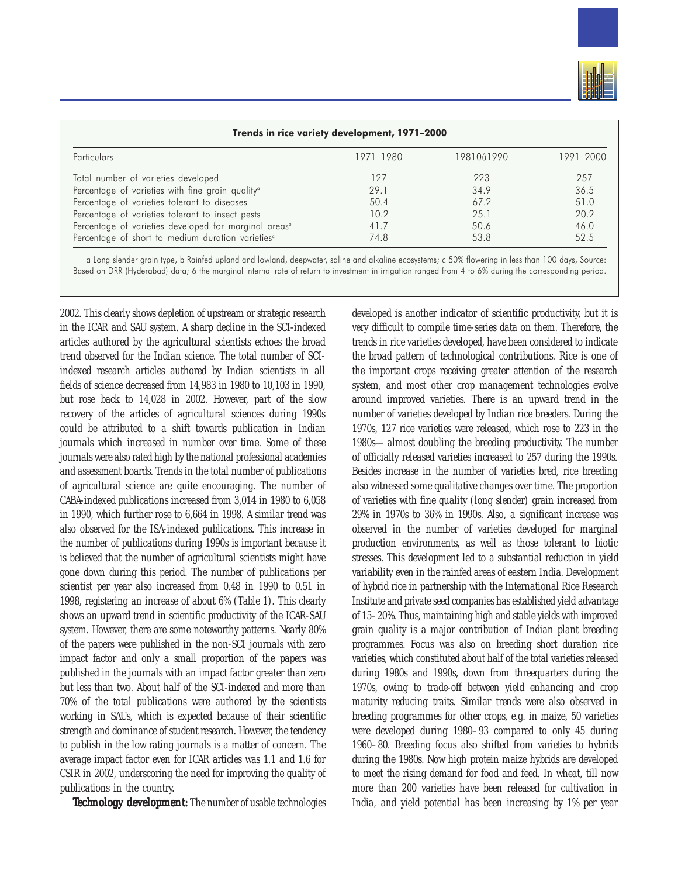**Trends in rice variety development, 1971–2000**

| Particulars | 1971–1980 | 1981û1990 | 1991–2000 |
|---|---|---|---|
| Total number of varieties developed | 127 | 223 | 257 |
| Percentage of varieties with fine grain quality[a] | 29.1 | 34.9 | 36.5 |
| Percentage of varieties tolerant to diseases | 50.4 | 67.2 | 51.0 |
| Percentage of varieties tolerant to insect pests | 10.2 | 25.1 | 20.2 |
| Percentage of varieties developed for marginal areas[b] | 41.7 | 50.6 | 46.0 |
| Percentage of short to medium duration varieties[c] | 74.8 | 53.8 | 52.5 |

a Long slender grain type, b Rainfed upland and lowland, deepwater, saline and alkaline ecosystems; c 50% flowering in less than 100 days, Source: Based on DRR (Hyderabad) data; 6 the marginal internal rate of return to investment in irrigation ranged from 4 to 6% during the corresponding period.

2002. This clearly shows depletion of upstream or strategic research in the ICAR and SAU system. A sharp decline in the SCI-indexed articles authored by the agricultural scientists echoes the broad trend observed for the Indian science. The total number of SCI-indexed research articles authored by Indian scientists in all fields of science decreased from 14,983 in 1980 to 10,103 in 1990, but rose back to 14,028 in 2002. However, part of the slow recovery of the articles of agricultural sciences during 1990s could be attributed to a shift towards publication in Indian journals which increased in number over time. Some of these journals were also rated high by the national professional academies and assessment boards. Trends in the total number of publications of agricultural science are quite encouraging. The number of CABA-indexed publications increased from 3,014 in 1980 to 6,058 in 1990, which further rose to 6,664 in 1998. A similar trend was also observed for the ISA-indexed publications. This increase in the number of publications during 1990s is important because it is believed that the number of agricultural scientists might have gone down during this period. The number of publications per scientist per year also increased from 0.48 in 1990 to 0.51 in 1998, registering an increase of about 6% (Table 1). This clearly shows an upward trend in scientific productivity of the ICAR-SAU system. However, there are some noteworthy patterns. Nearly 80% of the papers were published in the non-SCI journals with zero impact factor and only a small proportion of the papers was published in the journals with an impact factor greater than zero but less than two. About half of the SCI-indexed and more than 70% of the total publications were authored by the scientists working in SAUs, which is expected because of their scientific strength and dominance of student research. However, the tendency to publish in the low rating journals is a matter of concern. The average impact factor even for ICAR articles was 1.1 and 1.6 for CSIR in 2002, underscoring the need for improving the quality of publications in the country.

**Technology development:** The number of usable technologies developed is another indicator of scientific productivity, but it is very difficult to compile time-series data on them. Therefore, the trends in rice varieties developed, have been considered to indicate the broad pattern of technological contributions. Rice is one of the important crops receiving greater attention of the research system, and most other crop management technologies evolve around improved varieties. There is an upward trend in the number of varieties developed by Indian rice breeders. During the 1970s, 127 rice varieties were released, which rose to 223 in the 1980s— almost doubling the breeding productivity. The number of officially released varieties increased to 257 during the 1990s. Besides increase in the number of varieties bred, rice breeding also witnessed some qualitative changes over time. The proportion of varieties with fine quality (long slender) grain increased from 29% in 1970s to 36% in 1990s. Also, a significant increase was observed in the number of varieties developed for marginal production environments, as well as those tolerant to biotic stresses. This development led to a substantial reduction in yield variability even in the rainfed areas of eastern India. Development of hybrid rice in partnership with the International Rice Research Institute and private seed companies has established yield advantage of 15–20%. Thus, maintaining high and stable yields with improved grain quality is a major contribution of Indian plant breeding programmes. Focus was also on breeding short duration rice varieties, which constituted about half of the total varieties released during 1980s and 1990s, down from threequarters during the 1970s, owing to trade-off between yield enhancing and crop maturity reducing traits. Similar trends were also observed in breeding programmes for other crops, e.g. in maize, 50 varieties were developed during 1980–93 compared to only 45 during 1960–80. Breeding focus also shifted from varieties to hybrids during the 1980s. Now high protein maize hybrids are developed to meet the rising demand for food and feed. In wheat, till now more than 200 varieties have been released for cultivation in India, and yield potential has been increasing by 1% per year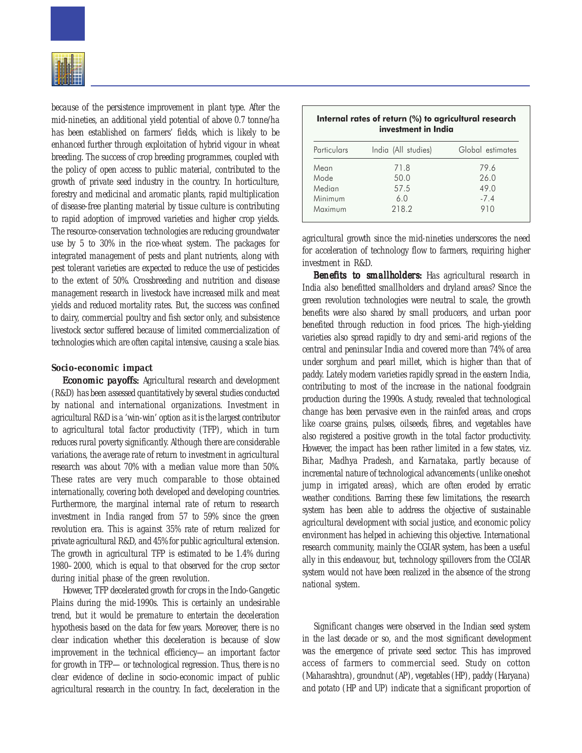because of the persistence improvement in plant type. After the mid-nineties, an additional yield potential of above 0.7 tonne/ha has been established on farmers' fields, which is likely to be enhanced further through exploitation of hybrid vigour in wheat breeding. The success of crop breeding programmes, coupled with the policy of open access to public material, contributed to the growth of private seed industry in the country. In horticulture, forestry and medicinal and aromatic plants, rapid multiplication of disease-free planting material by tissue culture is contributing to rapid adoption of improved varieties and higher crop yields. The resource-conservation technologies are reducing groundwater use by 5 to 30% in the rice-wheat system. The packages for integrated management of pests and plant nutrients, along with pest tolerant varieties are expected to reduce the use of pesticides to the extent of 50%. Crossbreeding and nutrition and disease management research in livestock have increased milk and meat yields and reduced mortality rates. But, the success was confined to dairy, commercial poultry and fish sector only, and subsistence livestock sector suffered because of limited commercialization of technologies which are often capital intensive, causing a scale bias.

### Socio-economic impact

**Economic payoffs:** Agricultural research and development (R&D) has been assessed quantitatively by several studies conducted by national and international organizations. Investment in agricultural R&D is a 'win-win' option as it is the largest contributor to agricultural total factor productivity (TFP), which in turn reduces rural poverty significantly. Although there are considerable variations, the average rate of return to investment in agricultural research was about 70% with a median value more than 50%. These rates are very much comparable to those obtained internationally, covering both developed and developing countries. Furthermore, the marginal internal rate of return to research investment in India ranged from 57 to 59% since the green revolution era. This is against 35% rate of return realized for private agricultural R&D, and 45% for public agricultural extension. The growth in agricultural TFP is estimated to be 1.4% during 1980–2000, which is equal to that observed for the crop sector during initial phase of the green revolution.

However, TFP decelerated growth for crops in the Indo-Gangetic Plains during the mid-1990s. This is certainly an undesirable trend, but it would be premature to entertain the deceleration hypothesis based on the data for few years. Moreover, there is no clear indication whether this deceleration is because of slow improvement in the technical efficiency— an important factor for growth in TFP— or technological regression. Thus, there is no clear evidence of decline in socio-economic impact of public agricultural research in the country. In fact, deceleration in the agricultural growth since the mid-nineties underscores the need for acceleration of technology flow to farmers, requiring higher investment in R&D.

**Internal rates of return (%) to agricultural research investment in India**

| Particulars | India (All studies) | Global estimates |
|---|---|---|
| Mean | 71.8 | 79.6 |
| Mode | 50.0 | 26.0 |
| Median | 57.5 | 49.0 |
| Minimum | 6.0 | -7.4 |
| Maximum | 218.2 | 910 |

**Benefits to smallholders:** Has agricultural research in India also benefitted smallholders and dryland areas? Since the green revolution technologies were neutral to scale, the growth benefits were also shared by small producers, and urban poor benefited through reduction in food prices. The high-yielding varieties also spread rapidly to dry and semi-arid regions of the central and peninsular India and covered more than 74% of area under sorghum and pearl millet, which is higher than that of paddy. Lately modern varieties rapidly spread in the eastern India, contributing to most of the increase in the national foodgrain production during the 1990s. A study, revealed that technological change has been pervasive even in the rainfed areas, and crops like coarse grains, pulses, oilseeds, fibres, and vegetables have also registered a positive growth in the total factor productivity. However, the impact has been rather limited in a few states, viz. Bihar, Madhya Pradesh, and Karnataka, partly because of incremental nature of technological advancements (unlike oneshot jump in irrigated areas), which are often eroded by erratic weather conditions. Barring these few limitations, the research system has been able to address the objective of sustainable agricultural development with social justice, and economic policy environment has helped in achieving this objective. International research community, mainly the CGIAR system, has been a useful ally in this endeavour, but, technology spillovers from the CGIAR system would not have been realized in the absence of the strong national system.

Significant changes were observed in the Indian seed system in the last decade or so, and the most significant development was the emergence of private seed sector. This has improved access of farmers to commercial seed. Study on cotton (Maharashtra), groundnut (AP), vegetables (HP), paddy (Haryana) and potato (HP and UP) indicate that a significant proportion of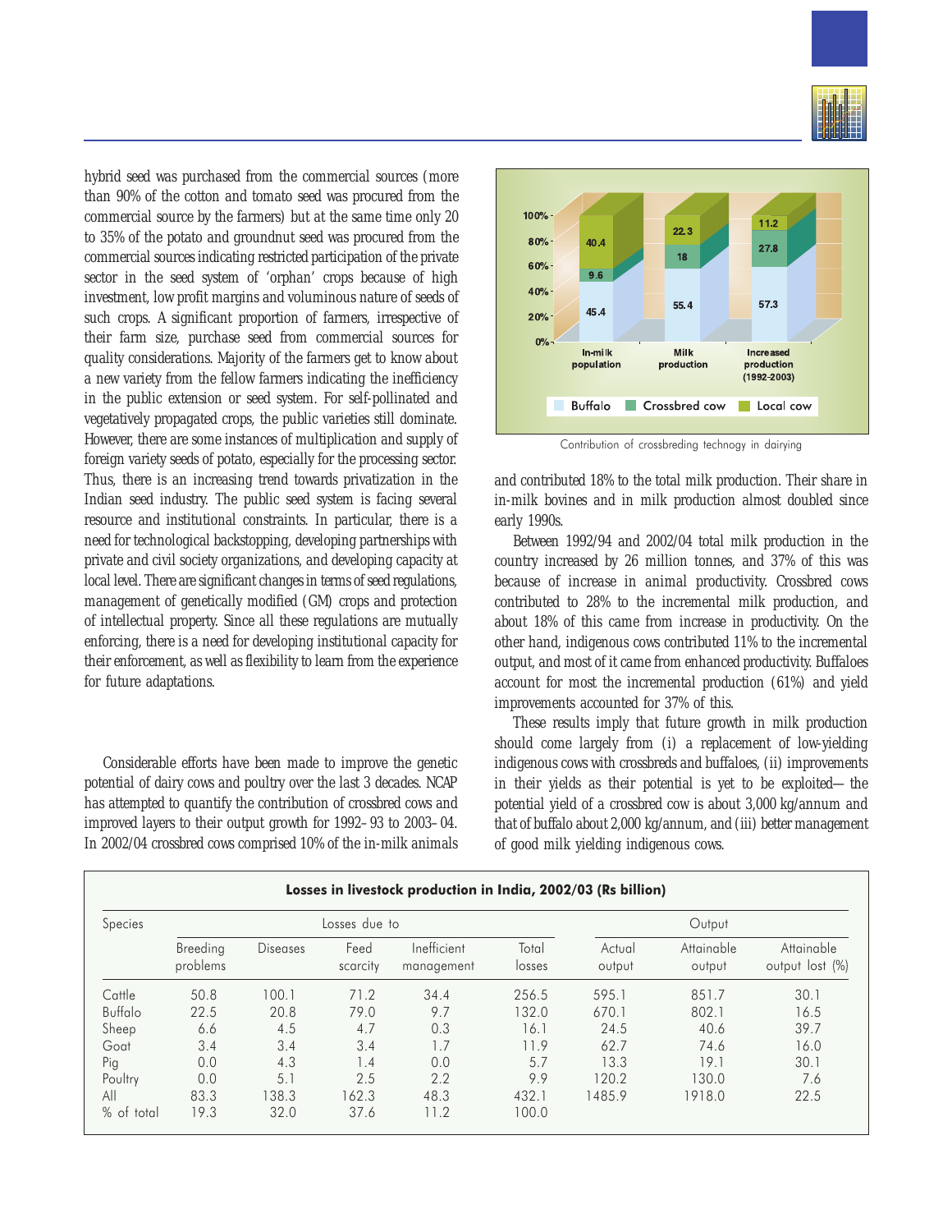hybrid seed was purchased from the commercial sources (more than 90% of the cotton and tomato seed was procured from the commercial source by the farmers) but at the same time only 20 to 35% of the potato and groundnut seed was procured from the commercial sources indicating restricted participation of the private sector in the seed system of 'orphan' crops because of high investment, low profit margins and voluminous nature of seeds of such crops. A significant proportion of farmers, irrespective of their farm size, purchase seed from commercial sources for quality considerations. Majority of the farmers get to know about a new variety from the fellow farmers indicating the inefficiency in the public extension or seed system. For self-pollinated and vegetatively propagated crops, the public varieties still dominate. However, there are some instances of multiplication and supply of foreign variety seeds of potato, especially for the processing sector. Thus, there is an increasing trend towards privatization in the Indian seed industry. The public seed system is facing several resource and institutional constraints. In particular, there is a need for technological backstopping, developing partnerships with private and civil society organizations, and developing capacity at local level. There are significant changes in terms of seed regulations, management of genetically modified (GM) crops and protection of intellectual property. Since all these regulations are mutually enforcing, there is a need for developing institutional capacity for their enforcement, as well as flexibility to learn from the experience for future adaptations.

Considerable efforts have been made to improve the genetic potential of dairy cows and poultry over the last 3 decades. NCAP has attempted to quantify the contribution of crossbred cows and improved layers to their output growth for 1992–93 to 2003–04. In 2002/04 crossbred cows comprised 10% of the in-milk animals and contributed 18% to the total milk production. Their share in in-milk bovines and in milk production almost doubled since early 1990s.

Between 1992/94 and 2002/04 total milk production in the country increased by 26 million tonnes, and 37% of this was because of increase in animal productivity. Crossbred cows contributed to 28% to the incremental milk production, and about 18% of this came from increase in productivity. On the other hand, indigenous cows contributed 11% to the incremental output, and most of it came from enhanced productivity. Buffaloes account for most the incremental production (61%) and yield improvements accounted for 37% of this.

These results imply that future growth in milk production should come largely from (i) a replacement of low-yielding indigenous cows with crossbreds and buffaloes, (ii) improvements in their yields as their potential is yet to be exploited— the potential yield of a crossbred cow is about 3,000 kg/annum and that of buffalo about 2,000 kg/annum, and (iii) better management of good milk yielding indigenous cows.

| | In-milk population | Milk production | Increased production (1992-2003) |
|---|---|---|---|
| Buffalo | 45.4 | 55.4 | 57.3 |
| Crossbred cow | 9.6 | 18 | 27.8 |
| Local cow | 40.4 | 22.3 | 11.2 |

Contribution of crossbreding technogy in dairying

**Losses in livestock production in India, 2002/03 (Rs billion)**

| Species | Losses due to | | | | | Output | | |
|---|---|---|---|---|---|---|---|---|
| | Breeding problems | Diseases | Feed scarcity | Inefficient management | Total losses | Actual output | Attainable output | Attainable output lost (%) |
| Cattle | 50.8 | 100.1 | 71.2 | 34.4 | 256.5 | 595.1 | 851.7 | 30.1 |
| Buffalo | 22.5 | 20.8 | 79.0 | 9.7 | 132.0 | 670.1 | 802.1 | 16.5 |
| Sheep | 6.6 | 4.5 | 4.7 | 0.3 | 16.1 | 24.5 | 40.6 | 39.7 |
| Goat | 3.4 | 3.4 | 3.4 | 1.7 | 11.9 | 62.7 | 74.6 | 16.0 |
| Pig | 0.0 | 4.3 | 1.4 | 0.0 | 5.7 | 13.3 | 19.1 | 30.1 |
| Poultry | 0.0 | 5.1 | 2.5 | 2.2 | 9.9 | 120.2 | 130.0 | 7.6 |
| All | 83.3 | 138.3 | 162.3 | 48.3 | 432.1 | 1485.9 | 1918.0 | 22.5 |
| % of total | 19.3 | 32.0 | 37.6 | 11.2 | 100.0 | | | |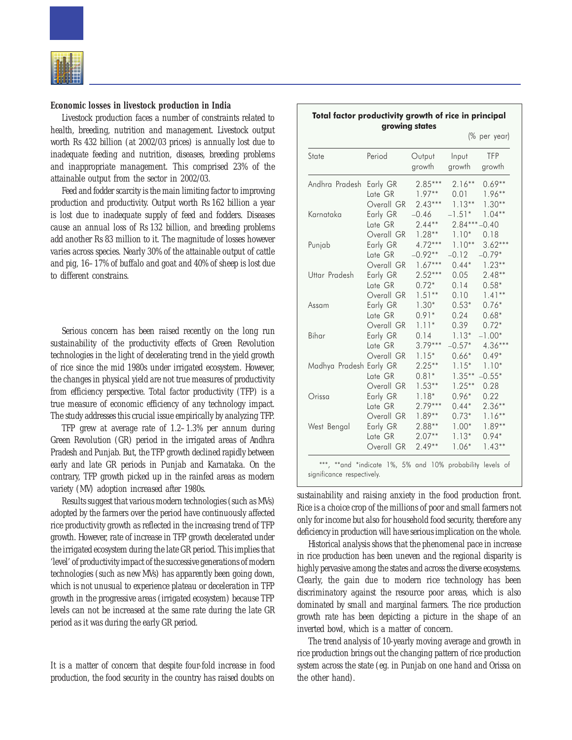## Economic losses in livestock production in India

Livestock production faces a number of constraints related to health, breeding, nutrition and management. Livestock output worth Rs 432 billion (at 2002/03 prices) is annually lost due to inadequate feeding and nutrition, diseases, breeding problems and inappropriate management. This comprised 23% of the attainable output from the sector in 2002/03.

Feed and fodder scarcity is the main limiting factor to improving production and productivity. Output worth Rs 162 billion a year is lost due to inadequate supply of feed and fodders. Diseases cause an annual loss of Rs 132 billion, and breeding problems add another Rs 83 million to it. The magnitude of losses however varies across species. Nearly 30% of the attainable output of cattle and pig, 16–17% of buffalo and goat and 40% of sheep is lost due to different constrains.

Serious concern has been raised recently on the long run sustainability of the productivity effects of Green Revolution technologies in the light of decelerating trend in the yield growth of rice since the mid 1980s under irrigated ecosystem. However, the changes in physical yield are not true measures of productivity from efficiency perspective. Total factor productivity (TFP) is a true measure of economic efficiency of any technology impact. The study addresses this crucial issue empirically by analyzing TFP.

TFP grew at average rate of 1.2–1.3% per annum during Green Revolution (GR) period in the irrigated areas of Andhra Pradesh and Punjab. But, the TFP growth declined rapidly between early and late GR periods in Punjab and Karnataka. On the contrary, TFP growth picked up in the rainfed areas as modern variety (MV) adoption increased after 1980s.

Results suggest that various modern technologies (such as MVs) adopted by the farmers over the period have continuously affected rice productivity growth as reflected in the increasing trend of TFP growth. However, rate of increase in TFP growth decelerated under the irrigated ecosystem during the late GR period. This implies that 'level' of productivity impact of the successive generations of modern technologies (such as new MVs) has apparently been going down, which is not unusual to experience plateau or deceleration in TFP growth in the progressive areas (irrigated ecosystem) because TFP levels can not be increased at the same rate during the late GR period as it was during the early GR period.

**Total factor productivity growth of rice in principal growing states**

(% per year)

| State | Period | Output growth | Input growth | TFP growth |
|---|---|---|---|---|
| Andhra Pradesh | Early GR | 2.85*** | 2.16** | 0.69** |
| | Late GR | 1.97** | 0.01 | 1.96** |
| | Overall GR | 2.43*** | 1.13** | 1.30** |
| Karnataka | Early GR | –0.46 | –1.51* | 1.04** |
| | Late GR | 2.44** | 2.84*** | –0.40 |
| | Overall GR | 1.28** | 1.10* | 0.18 |
| Punjab | Early GR | 4.72*** | 1.10** | 3.62*** |
| | Late GR | –0.92** | –0.12 | –0.79* |
| | Overall GR | 1.67*** | 0.44* | 1.23** |
| Uttar Pradesh | Early GR | 2.52*** | 0.05 | 2.48** |
| | Late GR | 0.72* | 0.14 | 0.58* |
| | Overall GR | 1.51** | 0.10 | 1.41** |
| Assam | Early GR | 1.30* | 0.53* | 0.76* |
| | Late GR | 0.91* | 0.24 | 0.68* |
| | Overall GR | 1.11* | 0.39 | 0.72* |
| Bihar | Early GR | 0.14 | 1.13* | –1.00* |
| | Late GR | 3.79*** | –0.57* | 4.36*** |
| | Overall GR | 1.15* | 0.66* | 0.49* |
| Madhya Pradesh | Early GR | 2.25** | 1.15* | 1.10* |
| | Late GR | 0.81* | 1.35** | –0.55* |
| | Overall GR | 1.53** | 1.25** | 0.28 |
| Orissa | Early GR | 1.18* | 0.96* | 0.22 |
| | Late GR | 2.79*** | 0.44* | 2.36** |
| | Overall GR | 1.89** | 0.73* | 1.16** |
| West Bengal | Early GR | 2.88** | 1.00* | 1.89** |
| | Late GR | 2.07** | 1.13* | 0.94* |
| | Overall GR | 2.49** | 1.06* | 1.43** |

***, **and *indicate 1%, 5% and 10% probability levels of significance respectively.

It is a matter of concern that despite four-fold increase in food production, the food security in the country has raised doubts on sustainability and raising anxiety in the food production front. Rice is a choice crop of the millions of poor and small farmers not only for income but also for household food security, therefore any deficiency in production will have serious implication on the whole.

Historical analysis shows that the phenomenal pace in increase in rice production has been uneven and the regional disparity is highly pervasive among the states and across the diverse ecosystems. Clearly, the gain due to modern rice technology has been discriminatory against the resource poor areas, which is also dominated by small and marginal farmers. The rice production growth rate has been depicting a picture in the shape of an inverted bowl, which is a matter of concern.

The trend analysis of 10-yearly moving average and growth in rice production brings out the changing pattern of rice production system across the state (eg. in Punjab on one hand and Orissa on the other hand).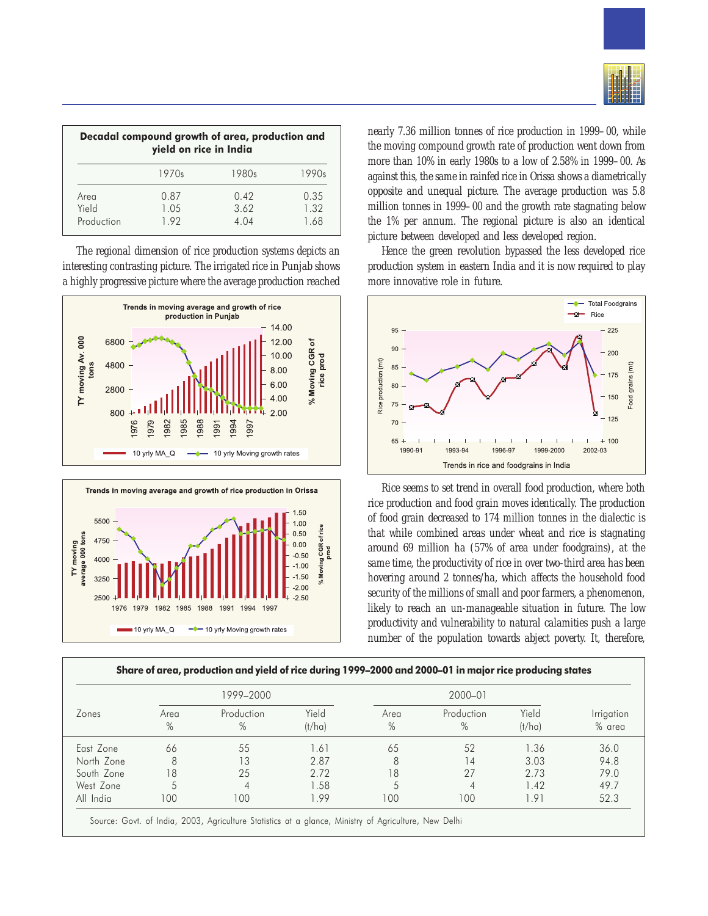| Decadal compound growth of area, production and yield on rice in India | | | |
|---|---|---|---|
| | 1970s | 1980s | 1990s |
| Area | 0.87 | 0.42 | 0.35 |
| Yield | 1.05 | 3.62 | 1.32 |
| Production | 1.92 | 4.04 | 1.68 |

The regional dimension of rice production systems depicts an interesting contrasting picture. The irrigated rice in Punjab shows a highly progressive picture where the average production reached nearly 7.36 million tonnes of rice production in 1999–00, while the moving compound growth rate of production went down from more than 10% in early 1980s to a low of 2.58% in 1999–00. As against this, the same in rainfed rice in Orissa shows a diametrically opposite and unequal picture. The average production was 5.8 million tonnes in 1999–00 and the growth rate stagnating below the 1% per annum. The regional picture is also an identical picture between developed and less developed region.

Trends in moving average and growth of rice production in Punjab

Trends in moving average and growth of rice production in Orissa

Hence the green revolution bypassed the less developed rice production system in eastern India and it is now required to play more innovative role in future.

Trends in rice and foodgrains in India

Rice seems to set trend in overall food production, where both rice production and food grain moves identically. The production of food grain decreased to 174 million tonnes in the dialectic is that while combined areas under wheat and rice is stagnating around 69 million ha (57% of area under foodgrains), at the same time, the productivity of rice in over two-third area has been hovering around 2 tonnes/ha, which affects the household food security of the millions of small and poor farmers, a phenomenon, likely to reach an un-manageable situation in future. The low productivity and vulnerability to natural calamities push a large number of the population towards abject poverty. It, therefore,

**Share of area, production and yield of rice during 1999–2000 and 2000–01 in major rice producing states**

| Zones | 1999–2000 | | | 2000–01 | | | |
|---|---|---|---|---|---|---|---|
| | Area % | Production % | Yield (t/ha) | Area % | Production % | Yield (t/ha) | Irrigation % area |
| East Zone | 66 | 55 | 1.61 | 65 | 52 | 1.36 | 36.0 |
| North Zone | 8 | 13 | 2.87 | 8 | 14 | 3.03 | 94.8 |
| South Zone | 18 | 25 | 2.72 | 18 | 27 | 2.73 | 79.0 |
| West Zone | 5 | 4 | 1.58 | 5 | 4 | 1.42 | 49.7 |
| All India | 100 | 100 | 1.99 | 100 | 100 | 1.91 | 52.3 |

Source: Govt. of India, 2003, Agriculture Statistics at a glance, Ministry of Agriculture, New Delhi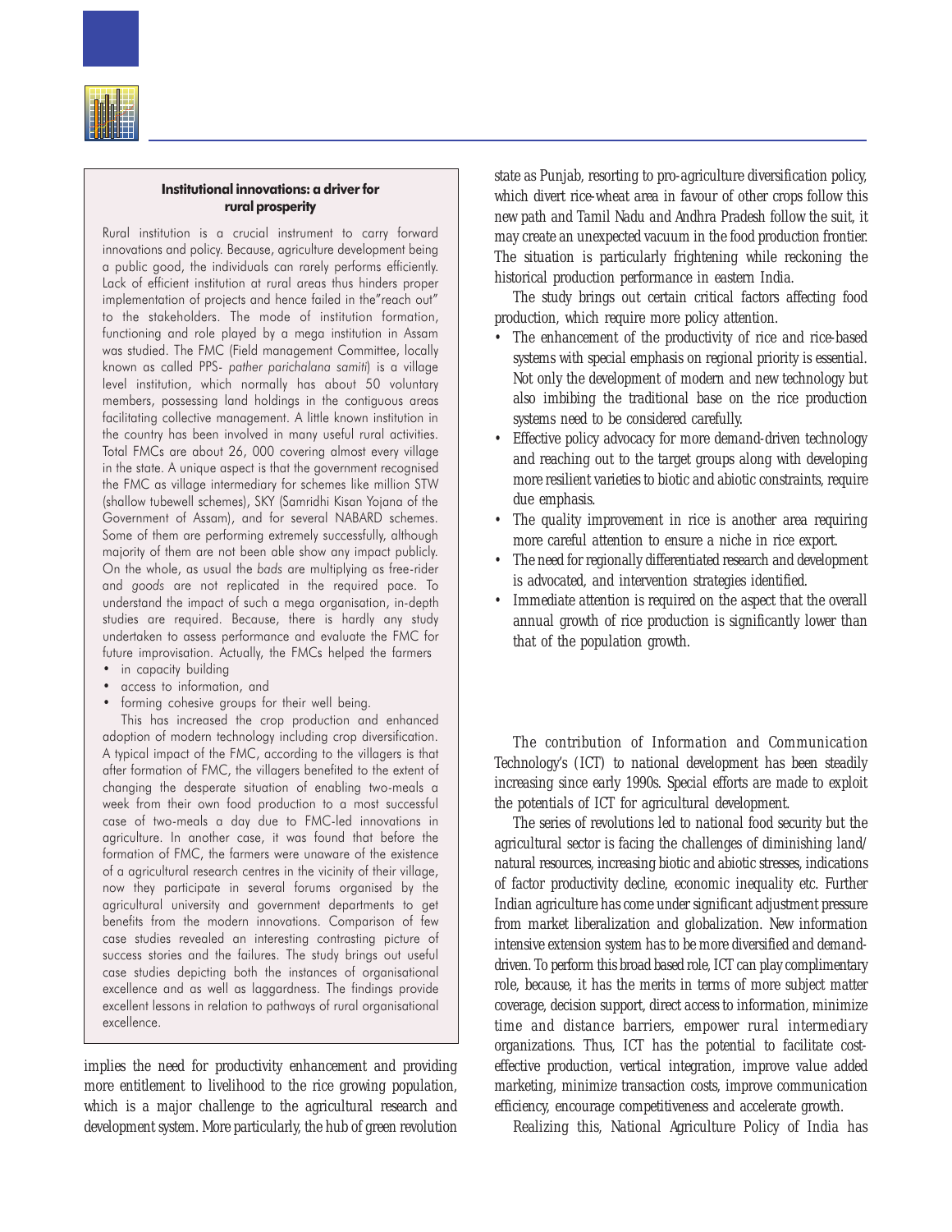### Institutional innovations: a driver for rural prosperity

Rural institution is a crucial instrument to carry forward innovations and policy. Because, agriculture development being a public good, the individuals can rarely performs efficiently. Lack of efficient institution at rural areas thus hinders proper implementation of projects and hence failed in the"reach out" to the stakeholders. The mode of institution formation, functioning and role played by a mega institution in Assam was studied. The FMC (Field management Committee, locally known as called PPS- *pather parichalana samiti*) is a village level institution, which normally has about 50 voluntary members, possessing land holdings in the contiguous areas facilitating collective management. A little known institution in the country has been involved in many useful rural activities. Total FMCs are about 26, 000 covering almost every village in the state. A unique aspect is that the government recognised the FMC as village intermediary for schemes like million STW (shallow tubewell schemes), SKY (Samridhi Kisan Yojana of the Government of Assam), and for several NABARD schemes. Some of them are performing extremely successfully, although majority of them are not been able show any impact publicly. On the whole, as usual the *bads* are multiplying as free-rider and *goods* are not replicated in the required pace. To understand the impact of such a mega organisation, in-depth studies are required. Because, there is hardly any study undertaken to assess performance and evaluate the FMC for future improvisation. Actually, the FMCs helped the farmers

- in capacity building
- access to information, and
- forming cohesive groups for their well being.

This has increased the crop production and enhanced adoption of modern technology including crop diversification. A typical impact of the FMC, according to the villagers is that after formation of FMC, the villagers benefited to the extent of changing the desperate situation of enabling two-meals a week from their own food production to a most successful case of two-meals a day due to FMC-led innovations in agriculture. In another case, it was found that before the formation of FMC, the farmers were unaware of the existence of a agricultural research centres in the vicinity of their village, now they participate in several forums organised by the agricultural university and government departments to get benefits from the modern innovations. Comparison of few case studies revealed an interesting contrasting picture of success stories and the failures. The study brings out useful case studies depicting both the instances of organisational excellence and as well as laggardness. The findings provide excellent lessons in relation to pathways of rural organisational excellence.

implies the need for productivity enhancement and providing more entitlement to livelihood to the rice growing population, which is a major challenge to the agricultural research and development system. More particularly, the hub of green revolution state as Punjab, resorting to pro-agriculture diversification policy, which divert rice-wheat area in favour of other crops follow this new path and Tamil Nadu and Andhra Pradesh follow the suit, it may create an unexpected vacuum in the food production frontier. The situation is particularly frightening while reckoning the historical production performance in eastern India.

The study brings out certain critical factors affecting food production, which require more policy attention.

- The enhancement of the productivity of rice and rice-based systems with special emphasis on regional priority is essential. Not only the development of modern and new technology but also imbibing the traditional base on the rice production systems need to be considered carefully.
- Effective policy advocacy for more demand-driven technology and reaching out to the target groups along with developing more resilient varieties to biotic and abiotic constraints, require due emphasis.
- The quality improvement in rice is another area requiring more careful attention to ensure a niche in rice export.
- The need for regionally differentiated research and development is advocated, and intervention strategies identified.
- Immediate attention is required on the aspect that the overall annual growth of rice production is significantly lower than that of the population growth.

The contribution of Information and Communication Technology's (ICT) to national development has been steadily increasing since early 1990s. Special efforts are made to exploit the potentials of ICT for agricultural development.

The series of revolutions led to national food security but the agricultural sector is facing the challenges of diminishing land/ natural resources, increasing biotic and abiotic stresses, indications of factor productivity decline, economic inequality etc. Further Indian agriculture has come under significant adjustment pressure from market liberalization and globalization. New information intensive extension system has to be more diversified and demand-driven. To perform this broad based role, ICT can play complimentary role, because, it has the merits in terms of more subject matter coverage, decision support, direct access to information, minimize time and distance barriers, empower rural intermediary organizations. Thus, ICT has the potential to facilitate cost-effective production, vertical integration, improve value added marketing, minimize transaction costs, improve communication efficiency, encourage competitiveness and accelerate growth.

Realizing this, National Agriculture Policy of India has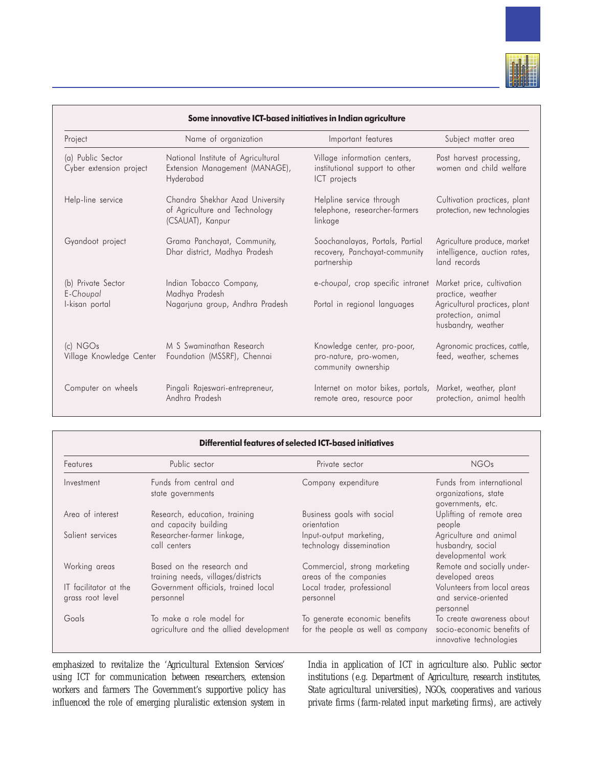**Some innovative ICT-based initiatives in Indian agriculture**

| Project | Name of organization | Important features | Subject matter area |
|---|---|---|---|
| (a) Public Sector<br>Cyber extension project | National Institute of Agricultural Extension Management (MANAGE), Hyderabad | Village information centers, institutional support to other ICT projects | Post harvest processing, women and child welfare |
| Help-line service | Chandra Shekhar Azad University of Agriculture and Technology (CSAUAT), Kanpur | Helpline service through telephone, researcher-farmers linkage | Cultivation practices, plant protection, new technologies |
| Gyandoot project | Grama Panchayat, Community, Dhar district, Madhya Pradesh | Soochanalayas, Portals, Partial recovery, Panchayat-community partnership | Agriculture produce, market intelligence, auction rates, land records |
| (b) Private Sector<br>E-*Choupal* | Indian Tobacco Company, Madhya Pradesh | e-*choupal*, crop specific intranet | Market price, cultivation practice, weather |
| I-kisan portal | Nagarjuna group, Andhra Pradesh | Portal in regional languages | Agricultural practices, plant protection, animal husbandry, weather |
| (c) NGOs<br>Village Knowledge Center | M S Swaminathan Research Foundation (MSSRF), Chennai | Knowledge center, pro-poor, pro-nature, pro-women, community ownership | Agronomic practices, cattle, feed, weather, schemes |
| Computer on wheels | Pingali Rajeswari-entrepreneur, Andhra Pradesh | Internet on motor bikes, portals, remote area, resource poor | Market, weather, plant protection, animal health |

**Differential features of selected ICT-based initiatives**

| Features | Public sector | Private sector | NGOs |
|---|---|---|---|
| Investment | Funds from central and state governments | Company expenditure | Funds from international organizations, state governments, etc. |
| Area of interest | Research, education, training and capacity building | Business goals with social orientation | Uplifting of remote area people |
| Salient services | Researcher-farmer linkage, call centers | Input-output marketing, technology dissemination | Agriculture and animal husbandry, social developmental work |
| Working areas | Based on the research and training needs, villages/districts | Commercial, strong marketing areas of the companies | Remote and socially under-developed areas |
| IT facilitator at the grass root level | Government officials, trained local personnel | Local trader, professional personnel | Volunteers from local areas and service-oriented personnel |
| Goals | To make a role model for agriculture and the allied development | To generate economic benefits for the people as well as company | To create awareness about socio-economic benefits of innovative technologies |

emphasized to revitalize the 'Agricultural Extension Services' using ICT for communication between researchers, extension workers and farmers The Government's supportive policy has influenced the role of emerging pluralistic extension system in India in application of ICT in agriculture also. Public sector institutions (e.g. Department of Agriculture, research institutes, State agricultural universities), NGOs, cooperatives and various private firms (farm-related input marketing firms), are actively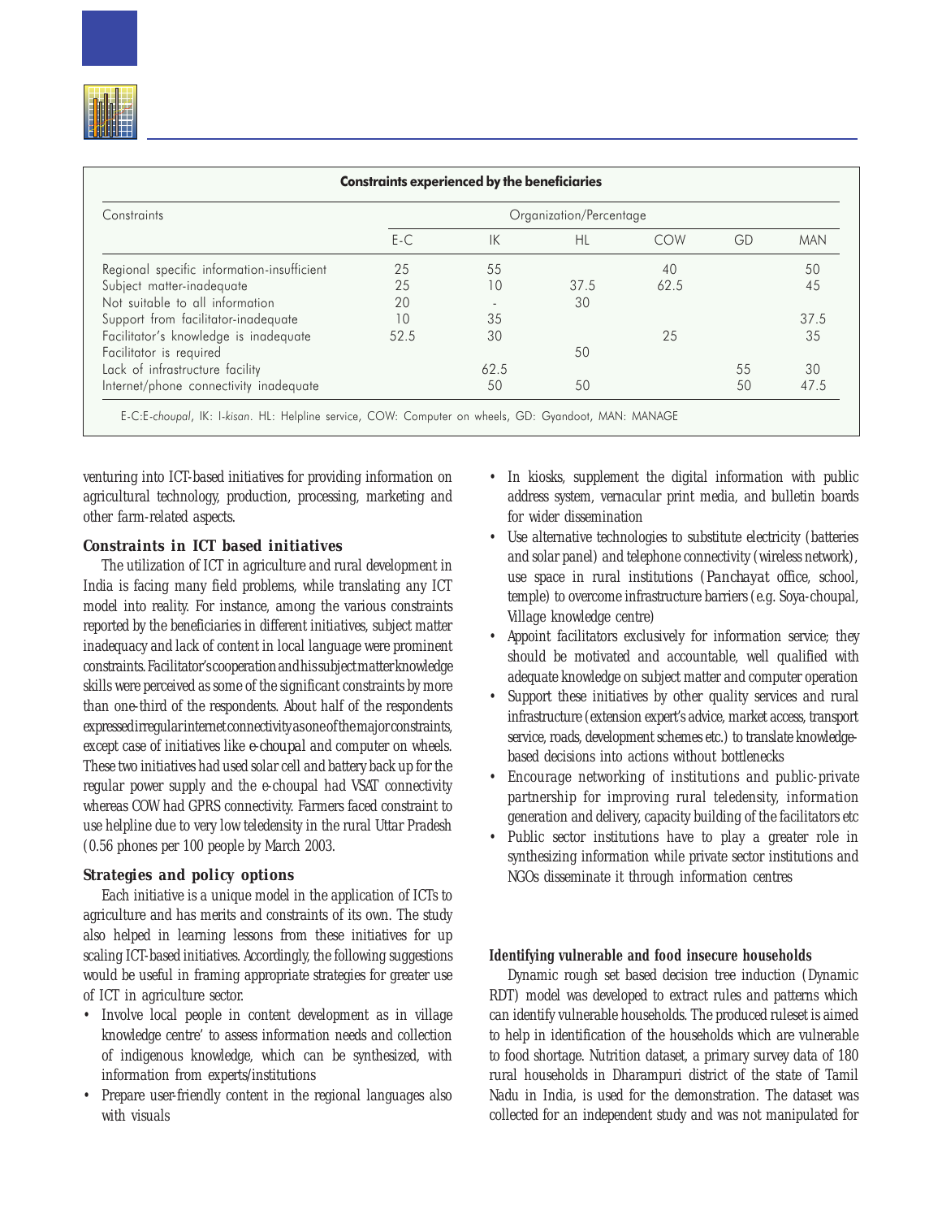**Constraints experienced by the beneficiaries**

| Constraints | Organization/Percentage | | | | | |
|---|---|---|---|---|---|---|
| | E-C | IK | HL | COW | GD | MAN |
| Regional specific information-insufficient | 25 | 55 | | 40 | | 50 |
| Subject matter-inadequate | 25 | 10 | 37.5 | 62.5 | | 45 |
| Not suitable to all information | 20 | - | 30 | | | |
| Support from facilitator-inadequate | 10 | 35 | | | | 37.5 |
| Facilitator's knowledge is inadequate | 52.5 | 30 | | 25 | | 35 |
| Facilitator is required | | | 50 | | | |
| Lack of infrastructure facility | | 62.5 | | | 55 | 30 |
| Internet/phone connectivity inadequate | | 50 | 50 | | 50 | 47.5 |

E-C:E-*choupal*, IK: I-*kisan*. HL: Helpline service, COW: Computer on wheels, GD: Gyandoot, MAN: MANAGE

venturing into ICT-based initiatives for providing information on agricultural technology, production, processing, marketing and other farm-related aspects.

### Constraints in ICT based initiatives

The utilization of ICT in agriculture and rural development in India is facing many field problems, while translating any ICT model into reality. For instance, among the various constraints reported by the beneficiaries in different initiatives, subject matter inadequacy and lack of content in local language were prominent constraints. Facilitator's cooperation and his subject matter knowledge skills were perceived as some of the significant constraints by more than one-third of the respondents. About half of the respondents expressed irregular internet connectivity as one of the major constraints, except case of initiatives like *e-choupal* and computer on wheels. These two initiatives had used solar cell and battery back up for the regular power supply and the e-choupal had VSAT connectivity whereas COW had GPRS connectivity. Farmers faced constraint to use helpline due to very low teledensity in the rural Uttar Pradesh (0.56 phones per 100 people by March 2003.

### Strategies and policy options

Each initiative is a unique model in the application of ICTs to agriculture and has merits and constraints of its own. The study also helped in learning lessons from these initiatives for up scaling ICT-based initiatives. Accordingly, the following suggestions would be useful in framing appropriate strategies for greater use of ICT in agriculture sector.

- Involve local people in content development as in village knowledge centre' to assess information needs and collection of indigenous knowledge, which can be synthesized, with information from experts/institutions
- Prepare user-friendly content in the regional languages also with visuals
- In kiosks, supplement the digital information with public address system, vernacular print media, and bulletin boards for wider dissemination
- Use alternative technologies to substitute electricity (batteries and solar panel) and telephone connectivity (wireless network), use space in rural institutions (*Panchayat* office, school, temple) to overcome infrastructure barriers (e.g. Soya-choupal, Village knowledge centre)
- Appoint facilitators exclusively for information service; they should be motivated and accountable, well qualified with adequate knowledge on subject matter and computer operation
- Support these initiatives by other quality services and rural infrastructure (extension expert's advice, market access, transport service, roads, development schemes etc.) to translate knowledge-based decisions into actions without bottlenecks
- Encourage networking of institutions and public-private partnership for improving rural teledensity, information generation and delivery, capacity building of the facilitators etc
- Public sector institutions have to play a greater role in synthesizing information while private sector institutions and NGOs disseminate it through information centres

### Identifying vulnerable and food insecure households

Dynamic rough set based decision tree induction (Dynamic RDT) model was developed to extract rules and patterns which can identify vulnerable households. The produced ruleset is aimed to help in identification of the households which are vulnerable to food shortage. Nutrition dataset, a primary survey data of 180 rural households in Dharampuri district of the state of Tamil Nadu in India, is used for the demonstration. The dataset was collected for an independent study and was not manipulated for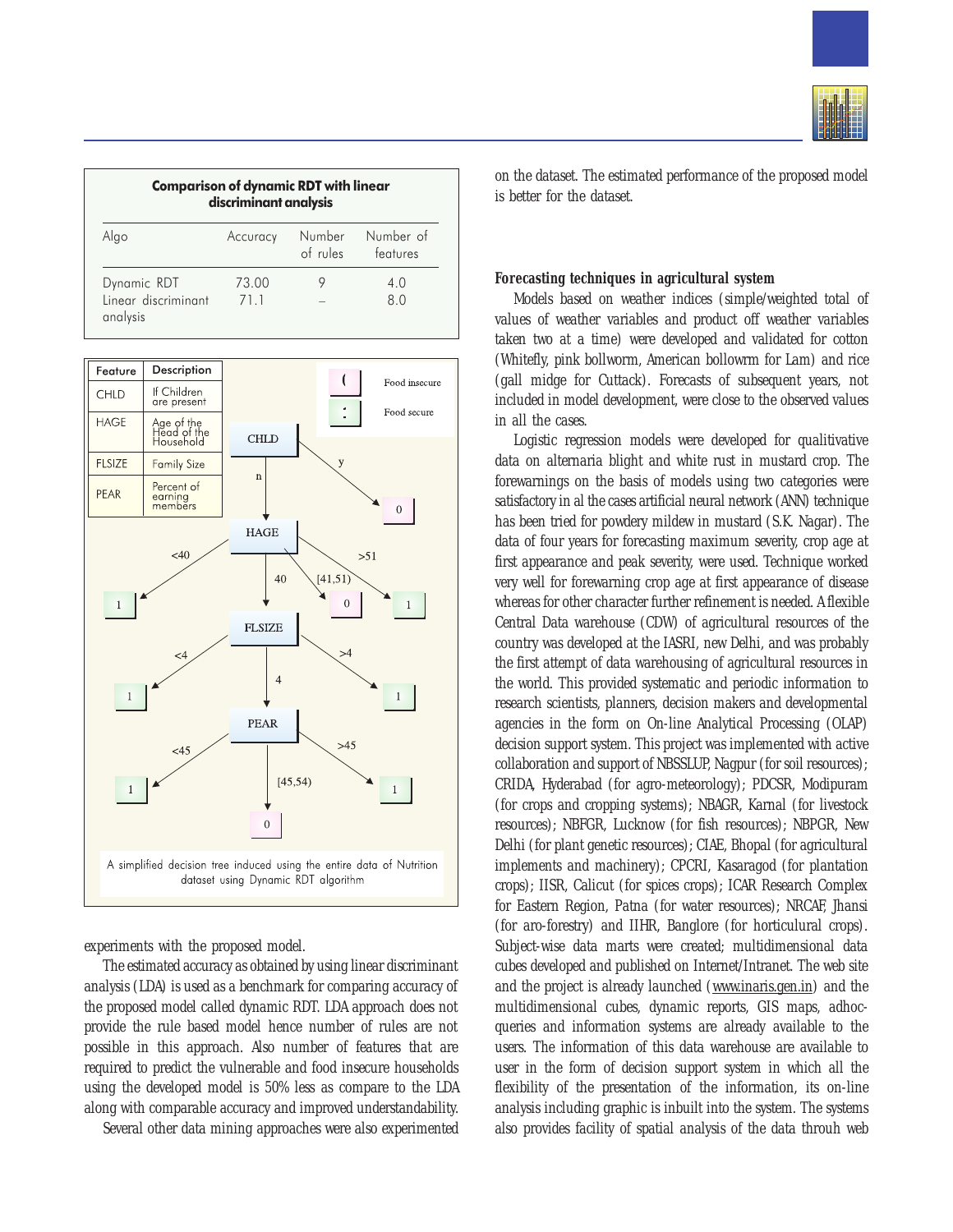**Comparison of dynamic RDT with linear discriminant analysis**

| Algo | Accuracy | Number of rules | Number of features |
|---|---|---|---|
| Dynamic RDT | 73.00 | 9 | 4.0 |
| Linear discriminant analysis | 71.1 | – | 8.0 |

| Feature | Description |
|---|---|
| CHLD | If Children are present |
| HAGE | Age of the Head of the Household |
| FLSIZE | Family Size |
| PEAR | Percent of earning members |

A simplified decision tree induced using the entire data of Nutrition dataset using Dynamic RDT algorithm

experiments with the proposed model.

The estimated accuracy as obtained by using linear discriminant analysis (LDA) is used as a benchmark for comparing accuracy of the proposed model called dynamic RDT. LDA approach does not provide the rule based model hence number of rules are not possible in this approach. Also number of features that are required to predict the vulnerable and food insecure households using the developed model is 50% less as compare to the LDA along with comparable accuracy and improved understandability.

Several other data mining approaches were also experimented on the dataset. The estimated performance of the proposed model is better for the dataset.

### Forecasting techniques in agricultural system

Models based on weather indices (simple/weighted total of values of weather variables and product off weather variables taken two at a time) were developed and validated for cotton (Whitefly, pink bollworm, American bollowrm for Lam) and rice (gall midge for Cuttack). Forecasts of subsequent years, not included in model development, were close to the observed values in all the cases.

Logistic regression models were developed for qualitative data on alternaria blight and white rust in mustard crop. The forewarnings on the basis of models using two categories were satisfactory in al the cases artificial neural network (ANN) technique has been tried for powdery mildew in mustard (S.K. Nagar). The data of four years for forecasting maximum severity, crop age at first appearance and peak severity, were used. Technique worked very well for forewarning crop age at first appearance of disease whereas for other character further refinement is needed. A flexible Central Data warehouse (CDW) of agricultural resources of the country was developed at the IASRI, new Delhi, and was probably the first attempt of data warehousing of agricultural resources in the world. This provided systematic and periodic information to research scientists, planners, decision makers and developmental agencies in the form on On-line Analytical Processing (OLAP) decision support system. This project was implemented with active collaboration and support of NBSSLUP, Nagpur (for soil resources); CRIDA, Hyderabad (for agro-meteorology); PDCSR, Modipuram (for crops and cropping systems); NBAGR, Karnal (for livestock resources); NBFGR, Lucknow (for fish resources); NBPGR, New Delhi (for plant genetic resources); CIAE, Bhopal (for agricultural implements and machinery); CPCRI, Kasaragod (for plantation crops); IISR, Calicut (for spices crops); ICAR Research Complex for Eastern Region, Patna (for water resources); NRCAF, Jhansi (for aro-forestry) and IIHR, Banglore (for horticultural crops). Subject-wise data marts were created; multidimensional data cubes developed and published on Internet/Intranet. The web site and the project is already launched (www.inaris.gen.in) and the multidimensional cubes, dynamic reports, GIS maps, adhoc-queries and information systems are already available to the users. The information of this data warehouse are available to user in the form of decision support system in which all the flexibility of the presentation of the information, its on-line analysis including graphic is inbuilt into the system. The systems also provides facility of spatial analysis of the data throuh web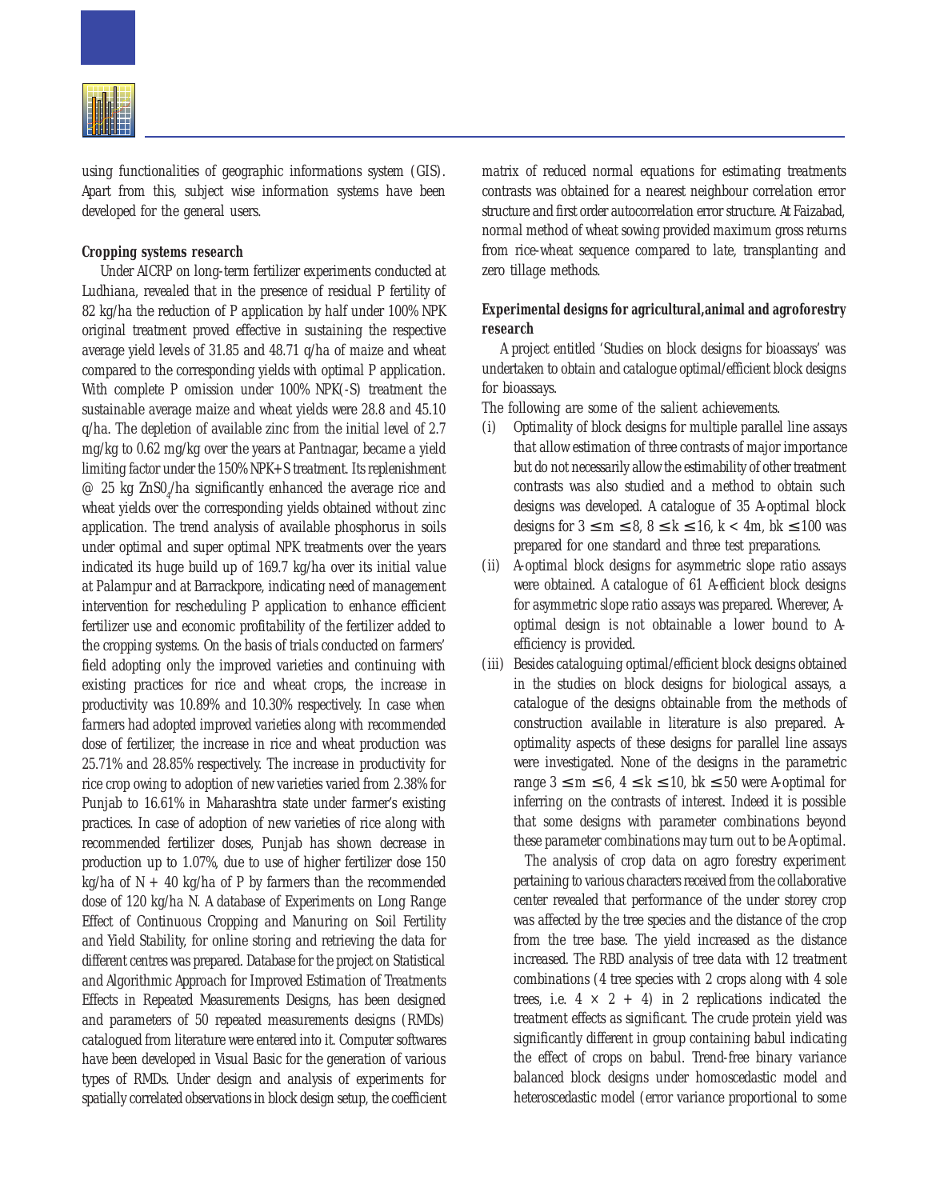using functionalities of geographic informations system (GIS). Apart from this, subject wise information systems have been developed for the general users.

**Cropping systems research**

Under AICRP on long-term fertilizer experiments conducted at Ludhiana, revealed that in the presence of residual P fertility of 82 kg/ha the reduction of P application by half under 100% NPK original treatment proved effective in sustaining the respective average yield levels of 31.85 and 48.71 q/ha of maize and wheat compared to the corresponding yields with optimal P application. With complete P omission under 100% NPK(-S) treatment the sustainable average maize and wheat yields were 28.8 and 45.10 q/ha. The depletion of available zinc from the initial level of 2.7 mg/kg to 0.62 mg/kg over the years at Pantnagar, became a yield limiting factor under the 150% NPK+S treatment. Its replenishment @ 25 kg $ZnS0_4$/ha significantly enhanced the average rice and wheat yields over the corresponding yields obtained without zinc application. The trend analysis of available phosphorus in soils under optimal and super optimal NPK treatments over the years indicated its huge build up of 169.7 kg/ha over its initial value at Palampur and at Barrackpore, indicating need of management intervention for rescheduling P application to enhance efficient fertilizer use and economic profitability of the fertilizer added to the cropping systems. On the basis of trials conducted on farmers' field adopting only the improved varieties and continuing with existing practices for rice and wheat crops, the increase in productivity was 10.89% and 10.30% respectively. In case when farmers had adopted improved varieties along with recommended dose of fertilizer, the increase in rice and wheat production was 25.71% and 28.85% respectively. The increase in productivity for rice crop owing to adoption of new varieties varied from 2.38% for Punjab to 16.61% in Maharashtra state under farmer's existing practices. In case of adoption of new varieties of rice along with recommended fertilizer doses, Punjab has shown decrease in production up to 1.07%, due to use of higher fertilizer dose 150 kg/ha of N + 40 kg/ha of P by farmers than the recommended dose of 120 kg/ha N. A database of Experiments on Long Range Effect of Continuous Cropping and Manuring on Soil Fertility and Yield Stability, for online storing and retrieving the data for different centres was prepared. Database for the project on Statistical and Algorithmic Approach for Improved Estimation of Treatments Effects in Repeated Measurements Designs, has been designed and parameters of 50 repeated measurements designs (RMDs) catalogued from literature were entered into it. Computer softwares have been developed in Visual Basic for the generation of various types of RMDs. Under design and analysis of experiments for spatially correlated observations in block design setup, the coefficient matrix of reduced normal equations for estimating treatments contrasts was obtained for a nearest neighbour correlation error structure and first order autocorrelation error structure. At Faizabad, normal method of wheat sowing provided maximum gross returns from rice-wheat sequence compared to late, transplanting and zero tillage methods.

**Experimental designs for agricultural,animal and agroforestry research**

A project entitled 'Studies on block designs for bioassays' was undertaken to obtain and catalogue optimal/efficient block designs for bioassays.

The following are some of the salient achievements.

(i) Optimality of block designs for multiple parallel line assays that allow estimation of three contrasts of major importance but do not necessarily allow the estimability of other treatment contrasts was also studied and a method to obtain such designs was developed. A catalogue of 35 A-optimal block designs for $3 \leq m \leq 8$, $8 \leq k \leq 16$, $k < 4m$, $bk \leq 100$ was prepared for one standard and three test preparations.

(ii) A-optimal block designs for asymmetric slope ratio assays were obtained. A catalogue of 61 A-efficient block designs for asymmetric slope ratio assays was prepared. Wherever, A-optimal design is not obtainable a lower bound to A-efficiency is provided.

(iii) Besides cataloguing optimal/efficient block designs obtained in the studies on block designs for biological assays, a catalogue of the designs obtainable from the methods of construction available in literature is also prepared. A-optimality aspects of these designs for parallel line assays were investigated. None of the designs in the parametric range $3 \leq m \leq 6$, $4 \leq k \leq 10$, $bk \leq 50$ were A-optimal for inferring on the contrasts of interest. Indeed it is possible that some designs with parameter combinations beyond these parameter combinations may turn out to be A-optimal.

The analysis of crop data on agro forestry experiment pertaining to various characters received from the collaborative center revealed that performance of the under storey crop was affected by the tree species and the distance of the crop from the tree base. The yield increased as the distance increased. The RBD analysis of tree data with 12 treatment combinations (4 tree species with 2 crops along with 4 sole trees, i.e. $4 \times 2 + 4$) in 2 replications indicated the treatment effects as significant. The crude protein yield was significantly different in group containing babul indicating the effect of crops on babul. Trend-free binary variance balanced block designs under homoscedastic model and heteroscedastic model (error variance proportional to some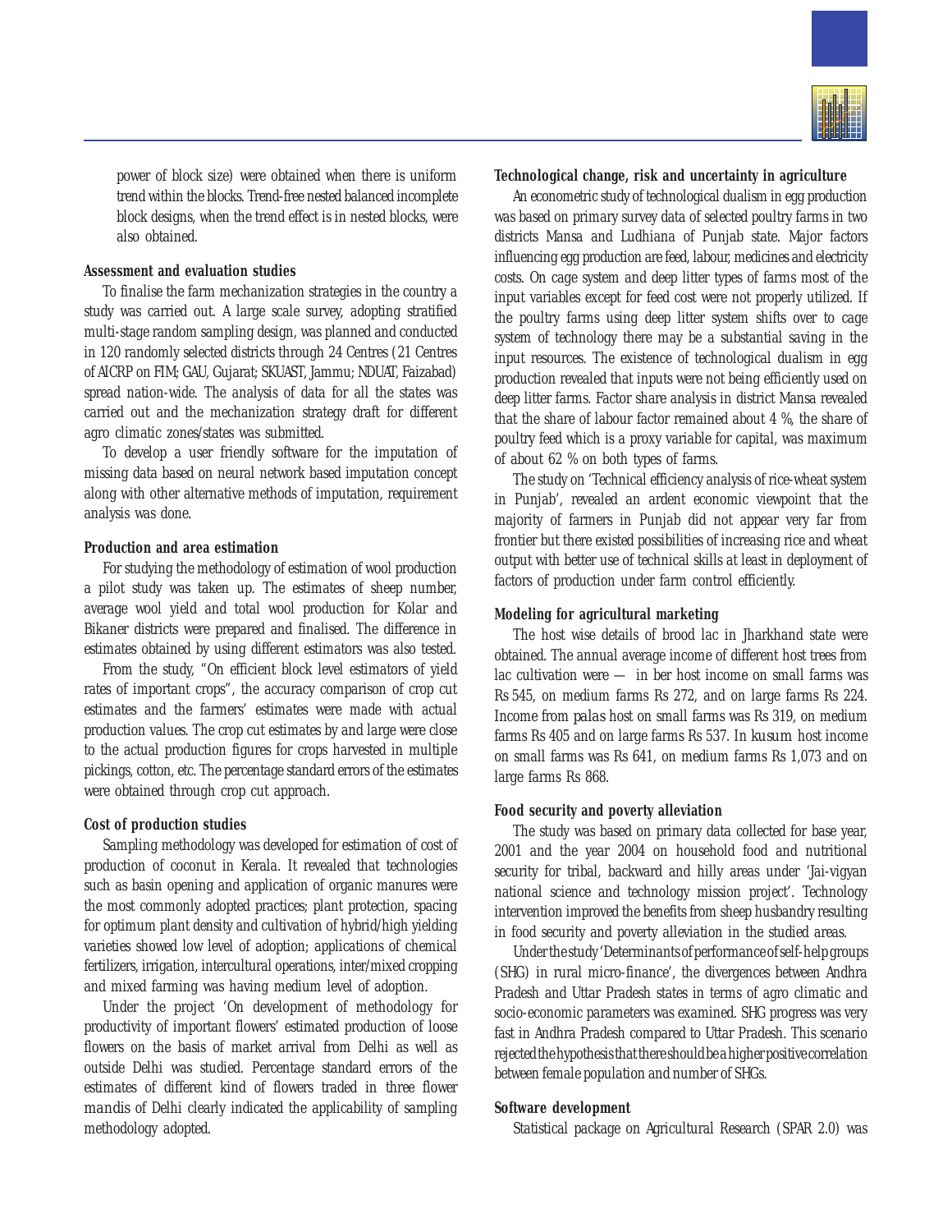power of block size) were obtained when there is uniform trend within the blocks. Trend-free nested balanced incomplete block designs, when the trend effect is in nested blocks, were also obtained.

### Assessment and evaluation studies

To finalise the farm mechanization strategies in the country a study was carried out. A large scale survey, adopting stratified multi-stage random sampling design, was planned and conducted in 120 randomly selected districts through 24 Centres (21 Centres of AICRP on FIM; GAU, Gujarat; SKUAST, Jammu; NDUAT, Faizabad) spread nation-wide. The analysis of data for all the states was carried out and the mechanization strategy draft for different agro climatic zones/states was submitted.

To develop a user friendly software for the imputation of missing data based on neural network based imputation concept along with other alternative methods of imputation, requirement analysis was done.

### Production and area estimation

For studying the methodology of estimation of wool production a pilot study was taken up. The estimates of sheep number, average wool yield and total wool production for Kolar and Bikaner districts were prepared and finalised. The difference in estimates obtained by using different estimators was also tested.

From the study, "On efficient block level estimators of yield rates of important crops", the accuracy comparison of crop cut estimates and the farmers' estimates were made with actual production values. The crop cut estimates by and large were close to the actual production figures for crops harvested in multiple pickings, cotton, etc. The percentage standard errors of the estimates were obtained through crop cut approach.

### Cost of production studies

Sampling methodology was developed for estimation of cost of production of coconut in Kerala. It revealed that technologies such as basin opening and application of organic manures were the most commonly adopted practices; plant protection, spacing for optimum plant density and cultivation of hybrid/high yielding varieties showed low level of adoption; applications of chemical fertilizers, irrigation, intercultural operations, inter/mixed cropping and mixed farming was having medium level of adoption.

Under the project 'On development of methodology for productivity of important flowers' estimated production of loose flowers on the basis of market arrival from Delhi as well as outside Delhi was studied. Percentage standard errors of the estimates of different kind of flowers traded in three flower *mandis* of Delhi clearly indicated the applicability of sampling methodology adopted.

### Technological change, risk and uncertainty in agriculture

An econometric study of technological dualism in egg production was based on primary survey data of selected poultry farms in two districts Mansa and Ludhiana of Punjab state. Major factors influencing egg production are feed, labour, medicines and electricity costs. On cage system and deep litter types of farms most of the input variables except for feed cost were not properly utilized. If the poultry farms using deep litter system shifts over to cage system of technology there may be a substantial saving in the input resources. The existence of technological dualism in egg production revealed that inputs were not being efficiently used on deep litter farms. Factor share analysis in district Mansa revealed that the share of labour factor remained about 4 %, the share of poultry feed which is a proxy variable for capital, was maximum of about 62 % on both types of farms.

The study on 'Technical efficiency analysis of rice-wheat system in Punjab', revealed an ardent economic viewpoint that the majority of farmers in Punjab did not appear very far from frontier but there existed possibilities of increasing rice and wheat output with better use of technical skills at least in deployment of factors of production under farm control efficiently.

### Modeling for agricultural marketing

The host wise details of brood lac in Jharkhand state were obtained. The annual average income of different host trees from lac cultivation were — in ber host income on small farms was Rs 545, on medium farms Rs 272, and on large farms Rs 224. Income from *palas* host on small farms was Rs 319, on medium farms Rs 405 and on large farms Rs 537. In *kusum* host income on small farms was Rs 641, on medium farms Rs 1,073 and on large farms Rs 868.

### Food security and poverty alleviation

The study was based on primary data collected for base year, 2001 and the year 2004 on household food and nutritional security for tribal, backward and hilly areas under 'Jai-vigyan national science and technology mission project'. Technology intervention improved the benefits from sheep husbandry resulting in food security and poverty alleviation in the studied areas.

Under the study 'Determinants of performance of self-help groups (SHG) in rural micro-finance', the divergences between Andhra Pradesh and Uttar Pradesh states in terms of agro climatic and socio-economic parameters was examined. SHG progress was very fast in Andhra Pradesh compared to Uttar Pradesh. This scenario rejected the hypothesis that there should be a higher positive correlation between female population and number of SHGs.

### Software development

Statistical package on Agricultural Research (SPAR 2.0) was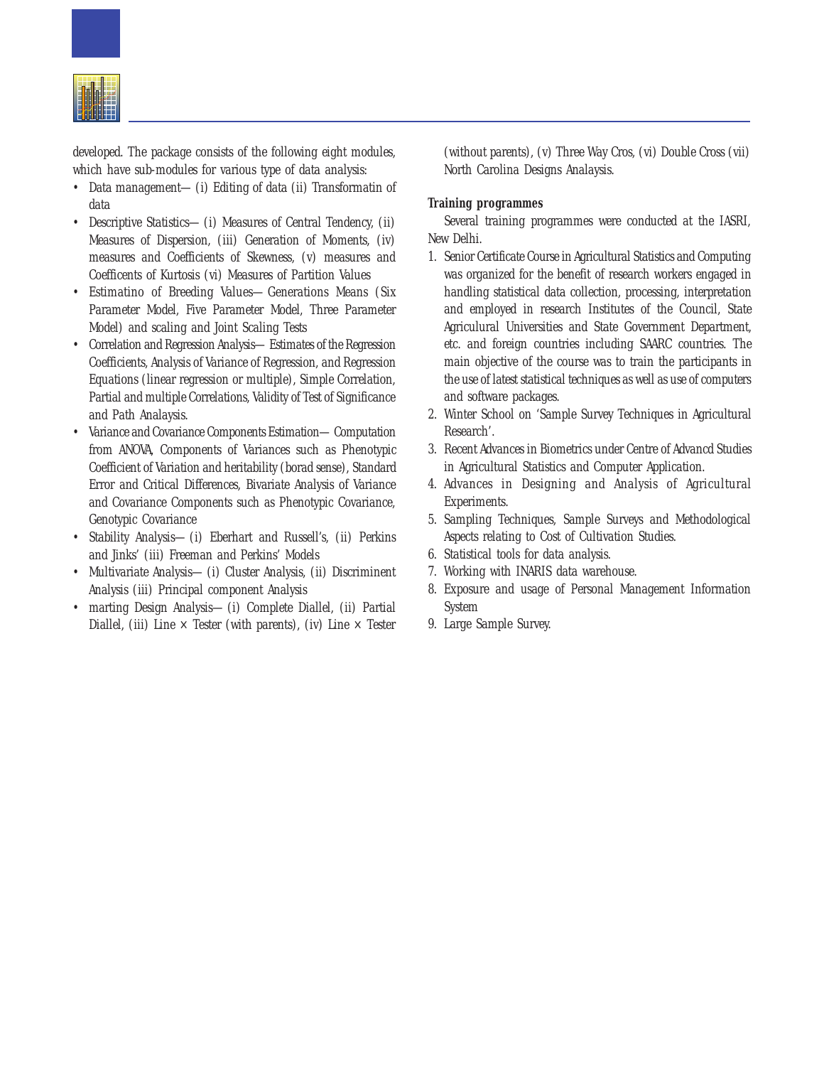developed. The package consists of the following eight modules, which have sub-modules for various type of data analysis:

- Data management— (i) Editing of data (ii) Transformatin of data
- Descriptive Statistics— (i) Measures of Central Tendency, (ii) Measures of Dispersion, (iii) Generation of Moments, (iv) measures and Coefficients of Skewness, (v) measures and Coefficents of Kurtosis (vi) Measures of Partition Values
- Estimatino of Breeding Values— Generations Means (Six Parameter Model, Five Parameter Model, Three Parameter Model) and scaling and Joint Scaling Tests
- Correlation and Regression Analysis— Estimates of the Regression Coefficients, Analysis of Variance of Regression, and Regression Equations (linear regression or multiple), Simple Correlation, Partial and multiple Correlations, Validity of Test of Significance and Path Analysis.
- Variance and Covariance Components Estimation— Computation from ANOVA, Components of Variances such as Phenotypic Coefficient of Variation and heritability (borad sense), Standard Error and Critical Differences, Bivariate Analysis of Variance and Covariance Components such as Phenotypic Covariance, Genotypic Covariance
- Stability Analysis— (i) Eberhart and Russell's, (ii) Perkins and Jinks' (iii) Freeman and Perkins' Models
- Multivariate Analysis— (i) Cluster Analysis, (ii) Discriminent Analysis (iii) Principal component Analysis
- marting Design Analysis— (i) Complete Diallel, (ii) Partial Diallel, (iii) Line × Tester (with parents), (iv) Line × Tester (without parents), (v) Three Way Cros, (vi) Double Cross (vii) North Carolina Designs Anaalysis.

**Training programmes**

Several training programmes were conducted at the IASRI, New Delhi.

1. Senior Certificate Course in Agricultural Statistics and Computing was organized for the benefit of research workers engaged in handling statistical data collection, processing, interpretation and employed in research Institutes of the Council, State Agriculural Universities and State Government Department, etc. and foreign countries including SAARC countries. The main objective of the course was to train the participants in the use of latest statistical techniques as well as use of computers and software packages.
2. Winter School on 'Sample Survey Techniques in Agricultural Research'.
3. Recent Advances in Biometrics under Centre of Advancd Studies in Agricultural Statistics and Computer Application.
4. Advances in Designing and Analysis of Agricultural Experiments.
5. Sampling Techniques, Sample Surveys and Methodological Aspects relating to Cost of Cultivation Studies.
6. Statistical tools for data analysis.
7. Working with INARIS data warehouse.
8. Exposure and usage of Personal Management Information System
9. Large Sample Survey.